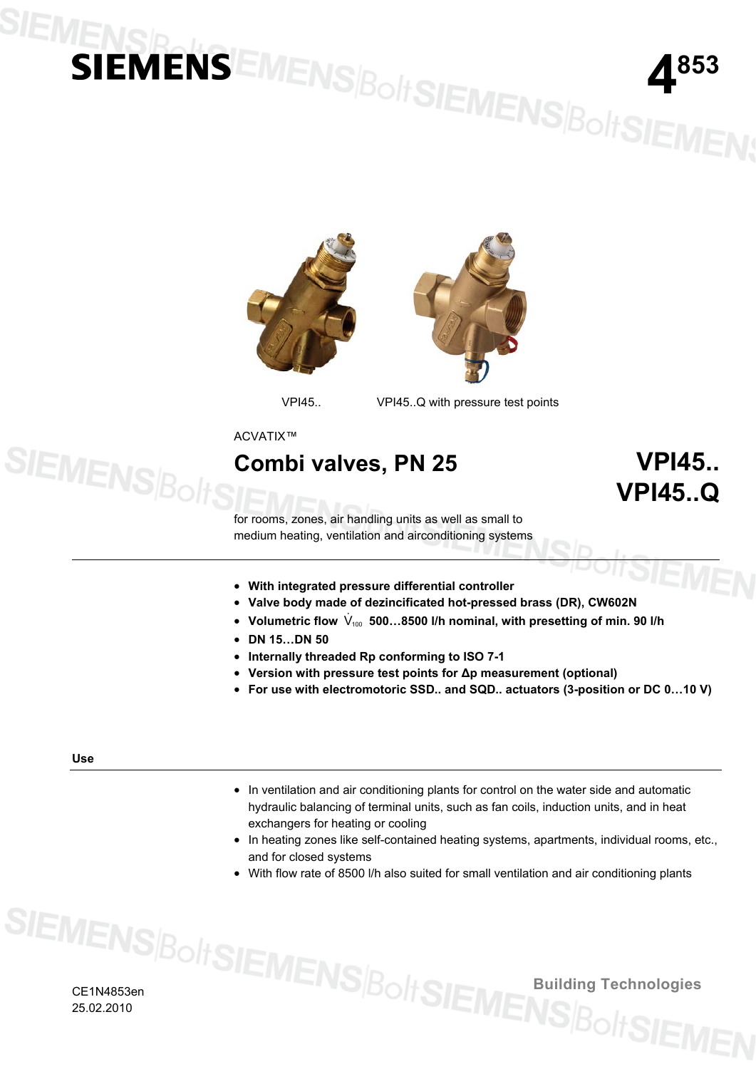SIEMENS

# 4853

VPI45..    VPI45..Q with pressure test points

ACVATIX™

# Combi valves, PN 25

# VPI45..
# VPI45..Q

for rooms, zones, air handling units as well as small to medium heating, ventilation and airconditioning systems

- **With integrated pressure differential controller**
- **Valve body made of dezincificated hot-pressed brass (DR), CW602N**
- **Volumetric flow $\dot{V}_{100}$ 500…8500 l/h nominal, with presetting of min. 90 l/h**
- **DN 15…DN 50**
- **Internally threaded Rp conforming to ISO 7-1**
- **Version with pressure test points for Δp measurement (optional)**
- **For use with electromotoric SSD.. and SQD.. actuators (3-position or DC 0…10 V)**

## Use

- In ventilation and air conditioning plants for control on the water side and automatic hydraulic balancing of terminal units, such as fan coils, induction units, and in heat exchangers for heating or cooling
- In heating zones like self-contained heating systems, apartments, individual rooms, etc., and for closed systems
- With flow rate of 8500 l/h also suited for small ventilation and air conditioning plants

CE1N4853en
25.02.2010

Building Technologies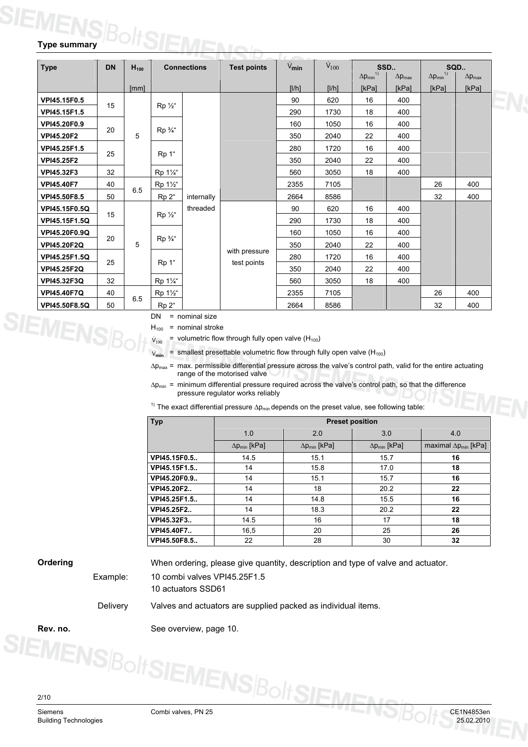## Type summary

| Type | DN | $H_{100}$ | Connections | | Test points | $\dot{V}_{min}$ | $\dot{V}_{100}$ | SSD.. | | SQD.. | |
|---|---|---|---|---|---|---|---|---|---|---|---|
| | | | | | | | | $\Delta p_{min}$ 1) | $\Delta p_{max}$ | $\Delta p_{min}$ 1) | $\Delta p_{max}$ |
| | | [mm] | | | | [l/h] | [l/h] | [kPa] | [kPa] | [kPa] | [kPa] |
| VPI45.15F0.5 | 15 | 5 | Rp ½“ | internally threaded | | 90 | 620 | 16 | 400 | | |
| VPI45.15F1.5 | 15 | 5 | Rp ½“ | internally threaded | | 290 | 1730 | 18 | 400 | | |
| VPI45.20F0.9 | 20 | 5 | Rp ¾“ | internally threaded | | 160 | 1050 | 16 | 400 | | |
| VPI45.20F2 | 20 | 5 | Rp ¾“ | internally threaded | | 350 | 2040 | 22 | 400 | | |
| VPI45.25F1.5 | 25 | 5 | Rp 1“ | internally threaded | | 280 | 1720 | 16 | 400 | | |
| VPI45.25F2 | 25 | 5 | Rp 1“ | internally threaded | | 350 | 2040 | 22 | 400 | | |
| VPI45.32F3 | 32 | 5 | Rp 1¼“ | internally threaded | | 560 | 3050 | 18 | 400 | | |
| VPI45.40F7 | 40 | 6.5 | Rp 1½“ | internally threaded | | 2355 | 7105 | | | 26 | 400 |
| VPI45.50F8.5 | 50 | 6.5 | Rp 2“ | internally threaded | | 2664 | 8586 | | | 32 | 400 |
| VPI45.15F0.5Q | 15 | 5 | Rp ½“ | internally threaded | with pressure test points | 90 | 620 | 16 | 400 | | |
| VPI45.15F1.5Q | 15 | 5 | Rp ½“ | internally threaded | with pressure test points | 290 | 1730 | 18 | 400 | | |
| VPI45.20F0.9Q | 20 | 5 | Rp ¾“ | internally threaded | with pressure test points | 160 | 1050 | 16 | 400 | | |
| VPI45.20F2Q | 20 | 5 | Rp ¾“ | internally threaded | with pressure test points | 350 | 2040 | 22 | 400 | | |
| VPI45.25F1.5Q | 25 | 5 | Rp 1“ | internally threaded | with pressure test points | 280 | 1720 | 16 | 400 | | |
| VPI45.25F2Q | 25 | 5 | Rp 1“ | internally threaded | with pressure test points | 350 | 2040 | 22 | 400 | | |
| VPI45.32F3Q | 32 | 5 | Rp 1¼“ | internally threaded | with pressure test points | 560 | 3050 | 18 | 400 | | |
| VPI45.40F7Q | 40 | 6.5 | Rp 1½“ | internally threaded | with pressure test points | 2355 | 7105 | | | 26 | 400 |
| VPI45.50F8.5Q | 50 | 6.5 | Rp 2“ | internally threaded | with pressure test points | 2664 | 8586 | | | 32 | 400 |

DN = nominal size

$H_{100}$ = nominal stroke

$\dot{V}_{100}$ = volumetric flow through fully open valve ($H_{100}$)

$\dot{V}_{min}$ = smallest presettable volumetric flow through fully open valve ($H_{100}$)

$\Delta p_{max}$ = max. permissible differential pressure across the valve’s control path, valid for the entire actuating range of the motorised valve

$\Delta p_{min}$ = minimum differential pressure required across the valve’s control path, so that the difference pressure regulator works reliably

1) The exact differential pressure $\Delta p_{min}$ depends on the preset value, see following table:

| Typ | Preset position | | | |
|---|---|---|---|---|
| | 1.0 | 2.0 | 3.0 | 4.0 |
| | $\Delta p_{min}$ [kPa] | $\Delta p_{min}$ [kPa] | $\Delta p_{min}$ [kPa] | maximal $\Delta p_{min}$ [kPa] |
| VPI45.15F0.5.. | 14.5 | 15.1 | 15.7 | **16** |
| VPI45.15F1.5.. | 14 | 15.8 | 17.0 | **18** |
| VPI45.20F0.9.. | 14 | 15.1 | 15.7 | **16** |
| VPI45.20F2.. | 14 | 18 | 20.2 | **22** |
| VPI45.25F1.5.. | 14 | 14.8 | 15.5 | **16** |
| VPI45.25F2.. | 14 | 18.3 | 20.2 | **22** |
| VPI45.32F3.. | 14.5 | 16 | 17 | **18** |
| VPI45.40F7.. | 16,5 | 20 | 25 | **26** |
| VPI45.50F8.5.. | 22 | 28 | 30 | **32** |

## Ordering

When ordering, please give quantity, description and type of valve and actuator.

Example:
10 combi valves VPI45.25F1.5
10 actuators SSD61

Delivery
Valves and actuators are supplied packed as individual items.

## Rev. no.

See overview, page 10.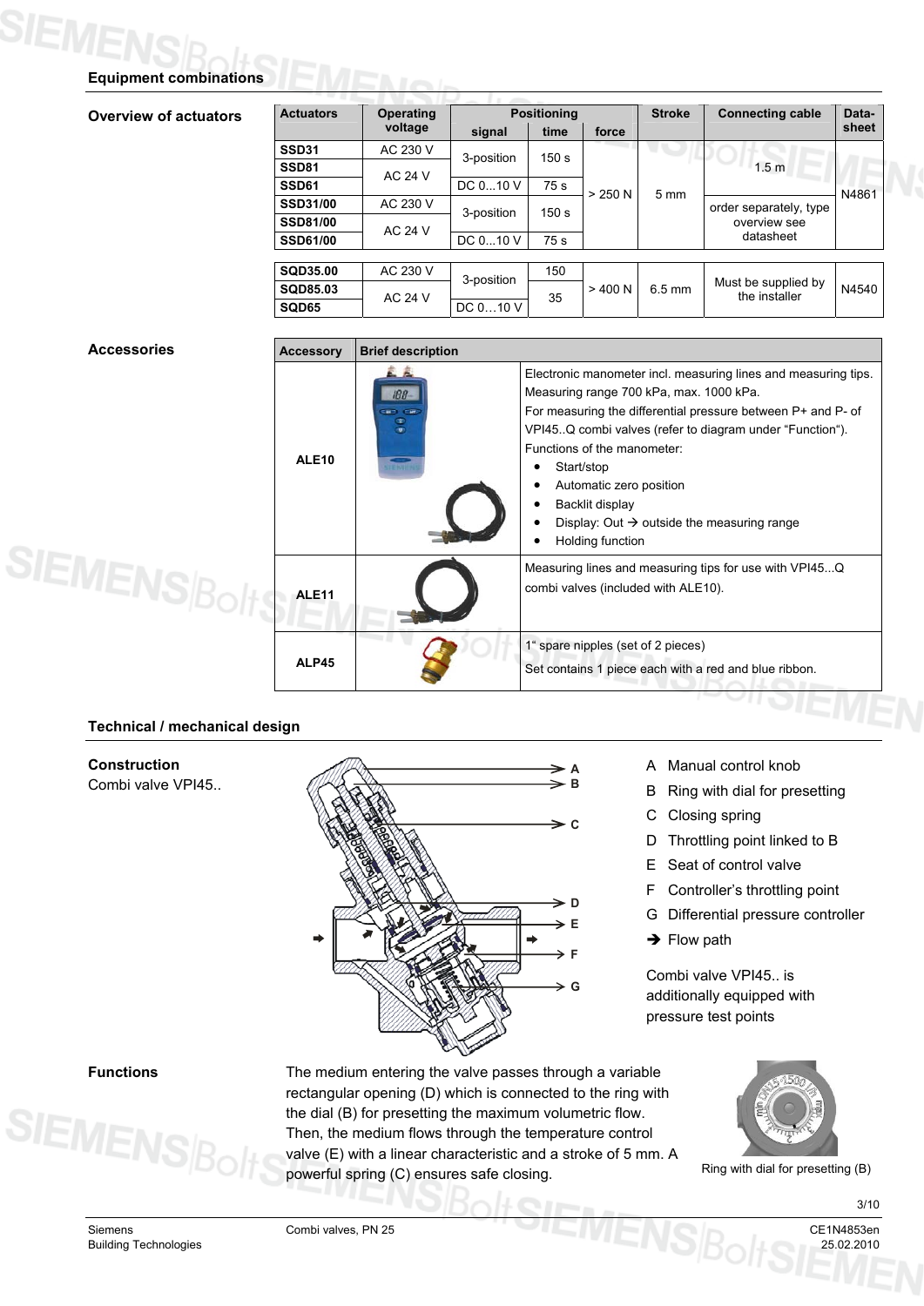## Equipment combinations

### Overview of actuators

| Actuators | Operating voltage | Positioning | | | Stroke | Connecting cable | Data-sheet |
|---|---|---|---|---|---|---|---|
| | | signal | time | force | | | |
| SSD31 | AC 230 V | 3-position | 150 s | > 250 N | 5 mm | 1.5 m | N4861 |
| SSD81 | AC 24 V | 3-position | 150 s | > 250 N | 5 mm | 1.5 m | N4861 |
| SSD61 | AC 24 V | DC 0...10 V | 75 s | > 250 N | 5 mm | 1.5 m | N4861 |
| SSD31/00 | AC 230 V | 3-position | 150 s | > 250 N | 5 mm | order separately, type overview see datasheet | N4861 |
| SSD81/00 | AC 24 V | 3-position | 150 s | > 250 N | 5 mm | order separately, type overview see datasheet | N4861 |
| SSD61/00 | AC 24 V | DC 0...10 V | 75 s | > 250 N | 5 mm | order separately, type overview see datasheet | N4861 |

| | | | | | | | |
|---|---|---|---|---|---|---|---|
| SQD35.00 | AC 230 V | 3-position | 150 | > 400 N | 6.5 mm | Must be supplied by the installer | N4540 |
| SQD85.03 | AC 24 V | 3-position | 35 | > 400 N | 6.5 mm | Must be supplied by the installer | N4540 |
| SQD65 | AC 24 V | DC 0…10 V | 35 | > 400 N | 6.5 mm | Must be supplied by the installer | N4540 |

### Accessories

| Accessory | Brief description | |
|---|---|---|
| ALE10 | | Electronic manometer incl. measuring lines and measuring tips. Measuring range 700 kPa, max. 1000 kPa. For measuring the differential pressure between P+ and P- of VPI45..Q combi valves (refer to diagram under "Function"). Functions of the manometer: • Start/stop • Automatic zero position • Backlit display • Display: Out → outside the measuring range • Holding function |
| ALE11 | | Measuring lines and measuring tips for use with VPI45...Q combi valves (included with ALE10). |
| ALP45 | | 1" spare nipples (set of 2 pieces) Set contains 1 piece each with a red and blue ribbon. |

## Technical / mechanical design

### Construction

Combi valve VPI45..

A Manual control knob
B Ring with dial for presetting
C Closing spring
D Throttling point linked to B
E Seat of control valve
F Controller's throttling point
G Differential pressure controller
→ Flow path

Combi valve VPI45.. is additionally equipped with pressure test points

### Functions

The medium entering the valve passes through a variable rectangular opening (D) which is connected to the ring with the dial (B) for presetting the maximum volumetric flow. Then, the medium flows through the temperature control valve (E) with a linear characteristic and a stroke of 5 mm. A powerful spring (C) ensures safe closing.

Ring with dial for presetting (B)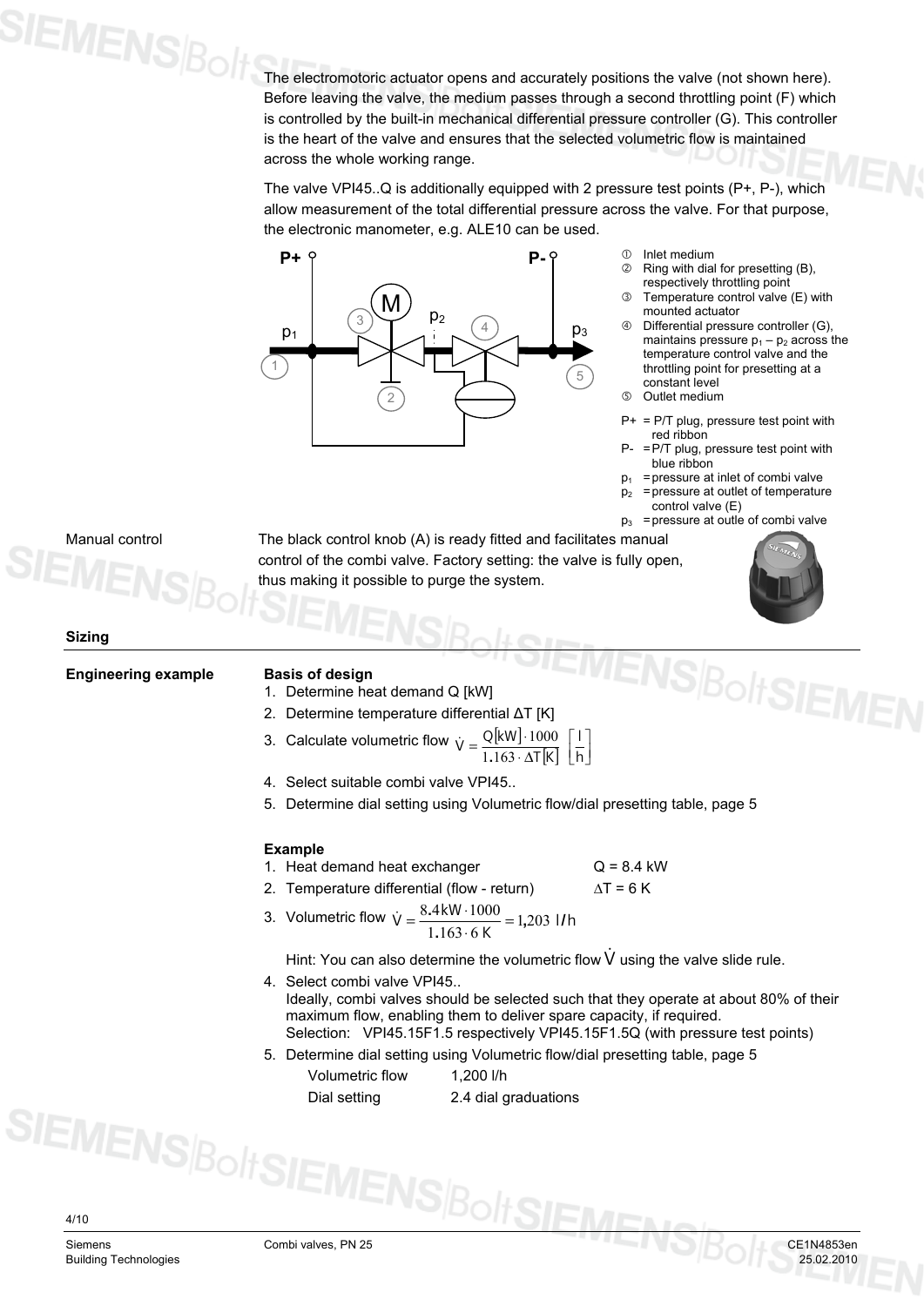The electromotoric actuator opens and accurately positions the valve (not shown here). Before leaving the valve, the medium passes through a second throttling point (F) which is controlled by the built-in mechanical differential pressure controller (G). This controller is the heart of the valve and ensures that the selected volumetric flow is maintained across the whole working range.

The valve VPI45..Q is additionally equipped with 2 pressure test points (P+, P-), which allow measurement of the total differential pressure across the valve. For that purpose, the electronic manometer, e.g. ALE10 can be used.

P+
P-
M
$p_1$
$p_2$
$p_3$
1
2
3
4
5

① Inlet medium
② Ring with dial for presetting (B), respectively throttling point
③ Temperature control valve (E) with mounted actuator
④ Differential pressure controller (G), maintains pressure $p_1 - p_2$ across the temperature control valve and the throttling point for presetting at a constant level
⑤ Outlet medium

P+ = P/T plug, pressure test point with red ribbon
P- = P/T plug, pressure test point with blue ribbon
$p_1$ = pressure at inlet of combi valve
$p_2$ = pressure at outlet of temperature control valve (E)
$p_3$ = pressure at outle of combi valve

**Manual control**

The black control knob (A) is ready fitted and facilitates manual control of the combi valve. Factory setting: the valve is fully open, thus making it possible to purge the system.

## Sizing

**Engineering example**

**Basis of design**

1. Determine heat demand Q [kW]
2. Determine temperature differential ΔT [K]
3. Calculate volumetric flow $\dot{V} = \frac{Q[kW] \cdot 1000}{1.163 \cdot \Delta T[K]} \left[\frac{l}{h}\right]$
4. Select suitable combi valve VPI45..
5. Determine dial setting using Volumetric flow/dial presetting table, page 5

**Example**

1. Heat demand heat exchanger Q = 8.4 kW
2. Temperature differential (flow - return) ΔT = 6 K
3. Volumetric flow $\dot{V} = \frac{8.4 kW \cdot 1000}{1.163 \cdot 6 K} = 1{,}203 \; l/h$

   Hint: You can also determine the volumetric flow $\dot{V}$ using the valve slide rule.
4. Select combi valve VPI45..
   Ideally, combi valves should be selected such that they operate at about 80% of their maximum flow, enabling them to deliver spare capacity, if required.
   Selection: VPI45.15F1.5 respectively VPI45.15F1.5Q (with pressure test points)
5. Determine dial setting using Volumetric flow/dial presetting table, page 5

   Volumetric flow 1,200 l/h
   Dial setting 2.4 dial graduations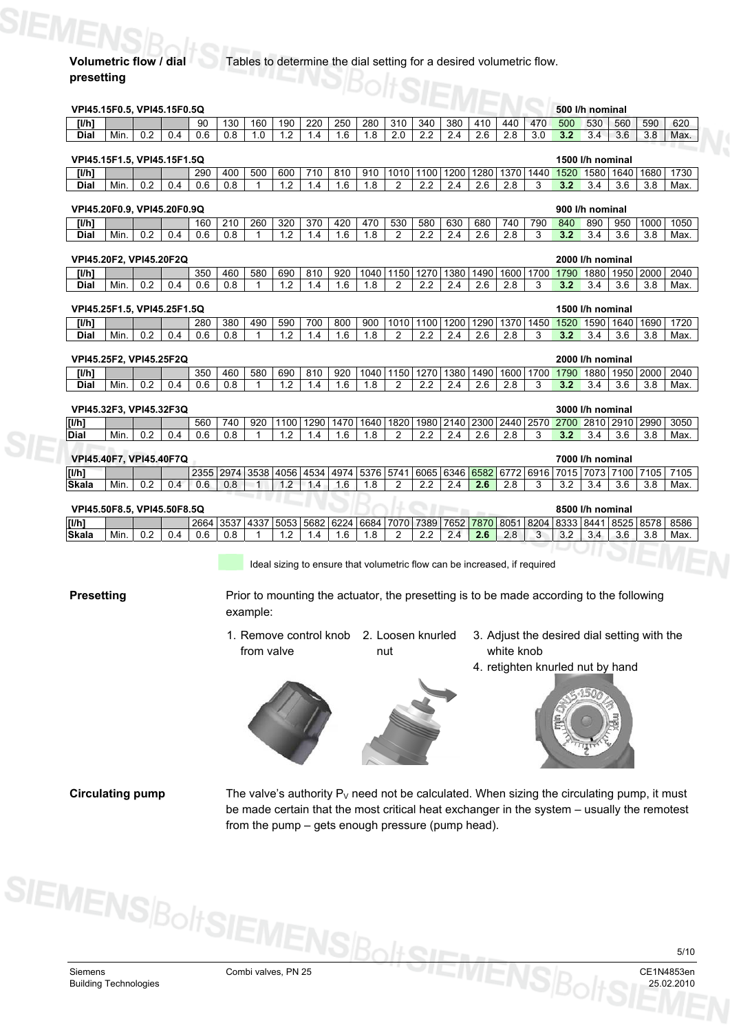**Volumetric flow / dial presetting**

Tables to determine the dial setting for a desired volumetric flow.

**VPI45.15F0.5, VPI45.15F0.5Q** — 500 l/h nominal

| [l/h] | | | | 90 | 130 | 160 | 190 | 220 | 250 | 280 | 310 | 340 | 380 | 410 | 440 | 470 | 500 | 530 | 560 | 590 | 620 |
|---|---|---|---|---|---|---|---|---|---|---|---|---|---|---|---|---|---|---|---|---|---|
| **Dial** | Min. | 0.2 | 0.4 | 0.6 | 0.8 | 1.0 | 1.2 | 1.4 | 1.6 | 1.8 | 2.0 | 2.2 | 2.4 | 2.6 | 2.8 | 3.0 | **3.2** | 3.4 | 3.6 | 3.8 | Max. |

**VPI45.15F1.5, VPI45.15F1.5Q** — 1500 l/h nominal

| [l/h] | | | | 290 | 400 | 500 | 600 | 710 | 810 | 910 | 1010 | 1100 | 1200 | 1280 | 1370 | 1440 | 1520 | 1580 | 1640 | 1680 | 1730 |
|---|---|---|---|---|---|---|---|---|---|---|---|---|---|---|---|---|---|---|---|---|---|
| **Dial** | Min. | 0.2 | 0.4 | 0.6 | 0.8 | 1 | 1.2 | 1.4 | 1.6 | 1.8 | 2 | 2.2 | 2.4 | 2.6 | 2.8 | 3 | **3.2** | 3.4 | 3.6 | 3.8 | Max. |

**VPI45.20F0.9, VPI45.20F0.9Q** — 900 l/h nominal

| [l/h] | | | | 160 | 210 | 260 | 320 | 370 | 420 | 470 | 530 | 580 | 630 | 680 | 740 | 790 | 840 | 890 | 950 | 1000 | 1050 |
|---|---|---|---|---|---|---|---|---|---|---|---|---|---|---|---|---|---|---|---|---|---|
| **Dial** | Min. | 0.2 | 0.4 | 0.6 | 0.8 | 1 | 1.2 | 1.4 | 1.6 | 1.8 | 2 | 2.2 | 2.4 | 2.6 | 2.8 | 3 | **3.2** | 3.4 | 3.6 | 3.8 | Max. |

**VPI45.20F2, VPI45.20F2Q** — 2000 l/h nominal

| [l/h] | | | | 350 | 460 | 580 | 690 | 810 | 920 | 1040 | 1150 | 1270 | 1380 | 1490 | 1600 | 1700 | 1790 | 1880 | 1950 | 2000 | 2040 |
|---|---|---|---|---|---|---|---|---|---|---|---|---|---|---|---|---|---|---|---|---|---|
| **Dial** | Min. | 0.2 | 0.4 | 0.6 | 0.8 | 1 | 1.2 | 1.4 | 1.6 | 1.8 | 2 | 2.2 | 2.4 | 2.6 | 2.8 | 3 | **3.2** | 3.4 | 3.6 | 3.8 | Max. |

**VPI45.25F1.5, VPI45.25F1.5Q** — 1500 l/h nominal

| [l/h] | | | | 280 | 380 | 490 | 590 | 700 | 800 | 900 | 1010 | 1100 | 1200 | 1290 | 1370 | 1450 | 1520 | 1590 | 1640 | 1690 | 1720 |
|---|---|---|---|---|---|---|---|---|---|---|---|---|---|---|---|---|---|---|---|---|---|
| **Dial** | Min. | 0.2 | 0.4 | 0.6 | 0.8 | 1 | 1.2 | 1.4 | 1.6 | 1.8 | 2 | 2.2 | 2.4 | 2.6 | 2.8 | 3 | **3.2** | 3.4 | 3.6 | 3.8 | Max. |

**VPI45.25F2, VPI45.25F2Q** — 2000 l/h nominal

| [l/h] | | | | 350 | 460 | 580 | 690 | 810 | 920 | 1040 | 1150 | 1270 | 1380 | 1490 | 1600 | 1700 | 1790 | 1880 | 1950 | 2000 | 2040 |
|---|---|---|---|---|---|---|---|---|---|---|---|---|---|---|---|---|---|---|---|---|---|
| **Dial** | Min. | 0.2 | 0.4 | 0.6 | 0.8 | 1 | 1.2 | 1.4 | 1.6 | 1.8 | 2 | 2.2 | 2.4 | 2.6 | 2.8 | 3 | **3.2** | 3.4 | 3.6 | 3.8 | Max. |

**VPI45.32F3, VPI45.32F3Q** — 3000 l/h nominal

| [l/h] | | | | 560 | 740 | 920 | 1100 | 1290 | 1470 | 1640 | 1820 | 1980 | 2140 | 2300 | 2440 | 2570 | 2700 | 2810 | 2910 | 2990 | 3050 |
|---|---|---|---|---|---|---|---|---|---|---|---|---|---|---|---|---|---|---|---|---|---|
| **Dial** | Min. | 0.2 | 0.4 | 0.6 | 0.8 | 1 | 1.2 | 1.4 | 1.6 | 1.8 | 2 | 2.2 | 2.4 | 2.6 | 2.8 | 3 | **3.2** | 3.4 | 3.6 | 3.8 | Max. |

**VPI45.40F7, VPI45.40F7Q** — 7000 l/h nominal

| [l/h] | | | | 2355 | 2974 | 3538 | 4056 | 4534 | 4974 | 5376 | 5741 | 6065 | 6346 | 6582 | 6772 | 6916 | 7015 | 7073 | 7100 | 7105 | 7105 |
|---|---|---|---|---|---|---|---|---|---|---|---|---|---|---|---|---|---|---|---|---|---|
| **Skala** | Min. | 0.2 | 0.4 | 0.6 | 0.8 | 1 | 1.2 | 1.4 | 1.6 | 1.8 | 2 | 2.2 | 2.4 | **2.6** | 2.8 | 3 | 3.2 | 3.4 | 3.6 | 3.8 | Max. |

**VPI45.50F8.5, VPI45.50F8.5Q** — 8500 l/h nominal

| [l/h] | | | | 2664 | 3537 | 4337 | 5053 | 5682 | 6224 | 6684 | 7070 | 7389 | 7652 | 7870 | 8051 | 8204 | 8333 | 8441 | 8525 | 8578 | 8586 |
|---|---|---|---|---|---|---|---|---|---|---|---|---|---|---|---|---|---|---|---|---|---|
| **Skala** | Min. | 0.2 | 0.4 | 0.6 | 0.8 | 1 | 1.2 | 1.4 | 1.6 | 1.8 | 2 | 2.2 | 2.4 | **2.6** | 2.8 | 3 | 3.2 | 3.4 | 3.6 | 3.8 | Max. |

Ideal sizing to ensure that volumetric flow can be increased, if required

**Presetting**

Prior to mounting the actuator, the presetting is to be made according to the following example:

1. Remove control knob from valve
2. Loosen knurled nut
3. Adjust the desired dial setting with the white knob
4. retighten knurled nut by hand

**Circulating pump**

The valve's authority $P_V$ need not be calculated. When sizing the circulating pump, it must be made certain that the most critical heat exchanger in the system – usually the remotest from the pump – gets enough pressure (pump head).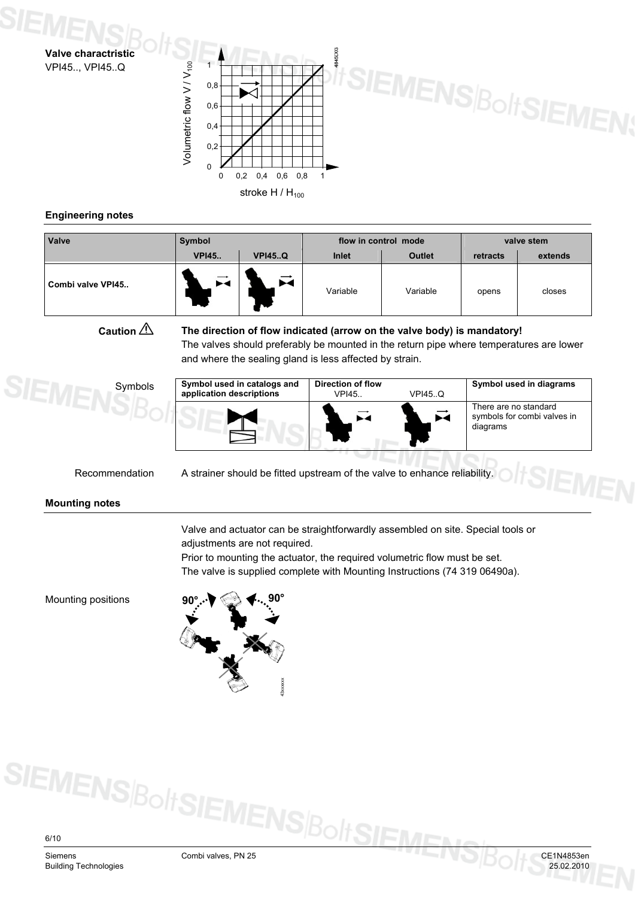**Valve charactristic**

VPI45.., VPI45..Q

Volumetric flow V / $V_{100}$

1
0,8
0,6
0,4
0,2
0

0 0,2 0,4 0,6 0,8 1

stroke H / $H_{100}$

4845D03

## Engineering notes

| Valve | Symbol | | flow in control mode | | valve stem | |
|---|---|---|---|---|---|---|
| | VPI45.. | VPI45..Q | Inlet | Outlet | retracts | extends |
| Combi valve VPI45.. | | | Variable | Variable | opens | closes |

**Caution ⚠** **The direction of flow indicated (arrow on the valve body) is mandatory!**
The valves should preferably be mounted in the return pipe where temperatures are lower and where the sealing gland is less affected by strain.

Symbols

| Symbol used in catalogs and application descriptions | Direction of flow VPI45.. VPI45..Q | Symbol used in diagrams |
|---|---|---|
| | | There are no standard symbols for combi valves in diagrams |

Recommendation — A strainer should be fitted upstream of the valve to enhance reliability.

## Mounting notes

Valve and actuator can be straightforwardly assembled on site. Special tools or adjustments are not required.
Prior to mounting the actuator, the required volumetric flow must be set.
The valve is supplied complete with Mounting Instructions (74 319 06490a).

Mounting positions

90° 90°

43xxxxxx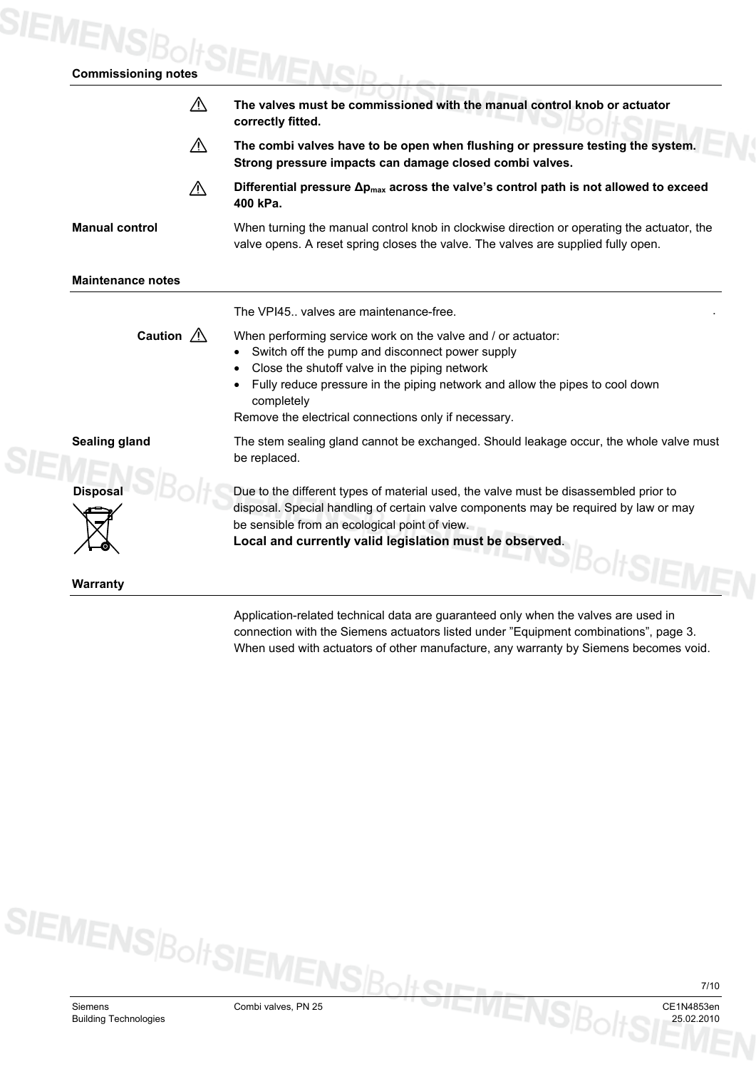## Commissioning notes

⚠ **The valves must be commissioned with the manual control knob or actuator correctly fitted.**

⚠ **The combi valves have to be open when flushing or pressure testing the system. Strong pressure impacts can damage closed combi valves.**

⚠ **Differential pressure $\Delta p_{max}$ across the valve's control path is not allowed to exceed 400 kPa.**

**Manual control**

When turning the manual control knob in clockwise direction or operating the actuator, the valve opens. A reset spring closes the valve. The valves are supplied fully open.

## Maintenance notes

The VPI45.. valves are maintenance-free.

**Caution** ⚠

When performing service work on the valve and / or actuator:

- Switch off the pump and disconnect power supply
- Close the shutoff valve in the piping network
- Fully reduce pressure in the piping network and allow the pipes to cool down completely

Remove the electrical connections only if necessary.

**Sealing gland**

The stem sealing gland cannot be exchanged. Should leakage occur, the whole valve must be replaced.

**Disposal**

Due to the different types of material used, the valve must be disassembled prior to disposal. Special handling of certain valve components may be required by law or may be sensible from an ecological point of view.
**Local and currently valid legislation must be observed**.

## Warranty

Application-related technical data are guaranteed only when the valves are used in connection with the Siemens actuators listed under "Equipment combinations", page 3. When used with actuators of other manufacture, any warranty by Siemens becomes void.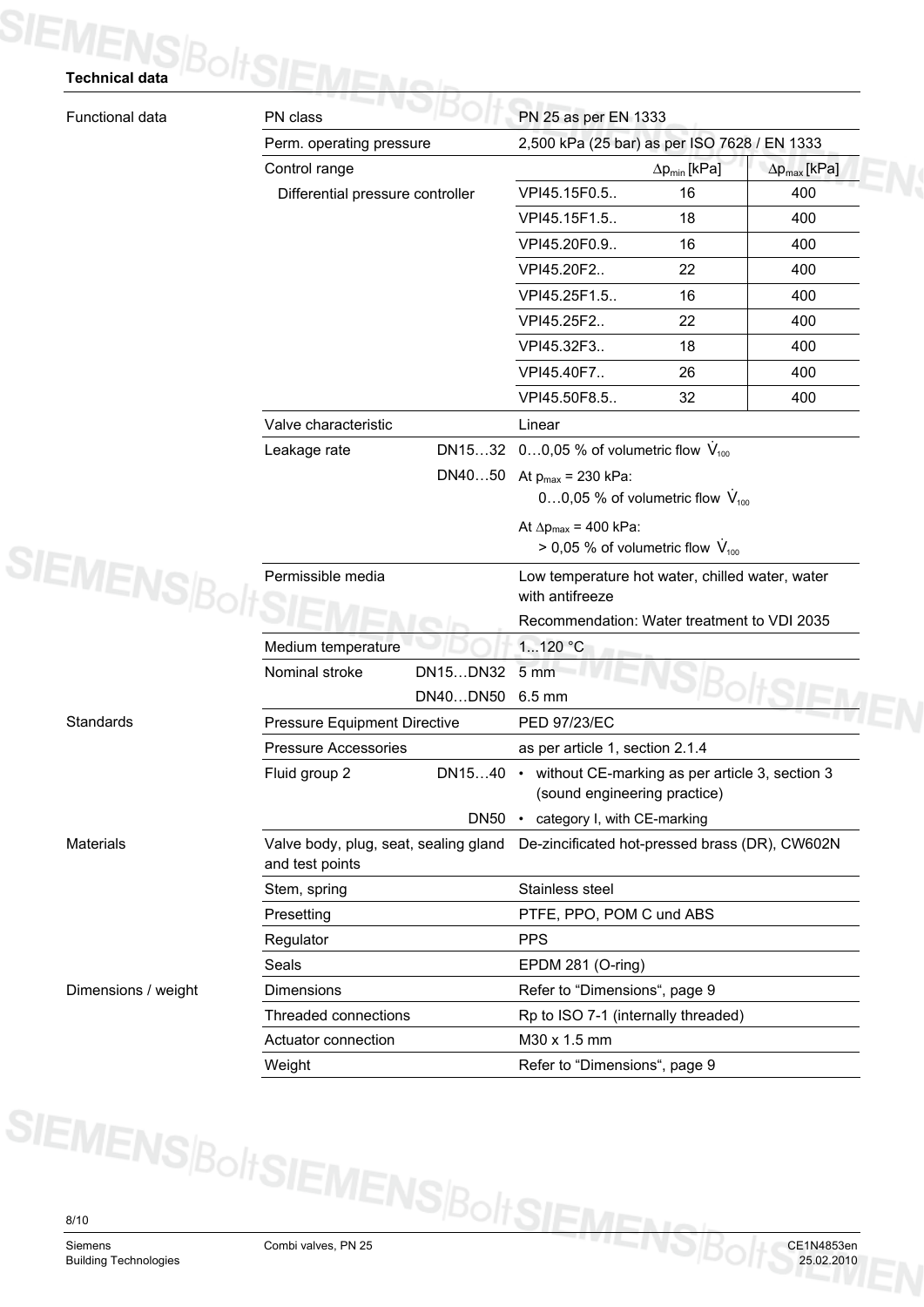## Technical data

| | | | | |
|---|---|---|---|---|
| Functional data | PN class | | PN 25 as per EN 1333 | |
| | Perm. operating pressure | | 2,500 kPa (25 bar) as per ISO 7628 / EN 1333 | |
| | Control range | | $\Delta p_{min}$ [kPa] | $\Delta p_{max}$ [kPa] |
| | Differential pressure controller | VPI45.15F0.5.. | 16 | 400 |
| | | VPI45.15F1.5.. | 18 | 400 |
| | | VPI45.20F0.9.. | 16 | 400 |
| | | VPI45.20F2.. | 22 | 400 |
| | | VPI45.25F1.5.. | 16 | 400 |
| | | VPI45.25F2.. | 22 | 400 |
| | | VPI45.32F3.. | 18 | 400 |
| | | VPI45.40F7.. | 26 | 400 |
| | | VPI45.50F8.5.. | 32 | 400 |
| | Valve characteristic | | Linear | |
| | Leakage rate DN15…32 | | 0…0,05 % of volumetric flow $\dot{V}_{100}$ | |
| | DN40…50 | | At $p_{max}$ = 230 kPa: 0…0,05 % of volumetric flow $\dot{V}_{100}$<br>At $\Delta p_{max}$ = 400 kPa: > 0,05 % of volumetric flow $\dot{V}_{100}$ | |
| | Permissible media | | Low temperature hot water, chilled water, water with antifreeze<br>Recommendation: Water treatment to VDI 2035 | |
| | Medium temperature | | 1...120 °C | |
| | Nominal stroke DN15…DN32 | | 5 mm | |
| | DN40…DN50 | | 6.5 mm | |
| Standards | Pressure Equipment Directive | | PED 97/23/EC | |
| | Pressure Accessories | | as per article 1, section 2.1.4 | |
| | Fluid group 2 DN15…40 | | • without CE-marking as per article 3, section 3 (sound engineering practice) | |
| | DN50 | | • category I, with CE-marking | |
| Materials | Valve body, plug, seat, sealing gland and test points | | De-zincificated hot-pressed brass (DR), CW602N | |
| | Stem, spring | | Stainless steel | |
| | Presetting | | PTFE, PPO, POM C und ABS | |
| | Regulator | | PPS | |
| | Seals | | EPDM 281 (O-ring) | |
| Dimensions / weight | Dimensions | | Refer to “Dimensions“, page 9 | |
| | Threaded connections | | Rp to ISO 7-1 (internally threaded) | |
| | Actuator connection | | M30 x 1.5 mm | |
| | Weight | | Refer to “Dimensions“, page 9 | |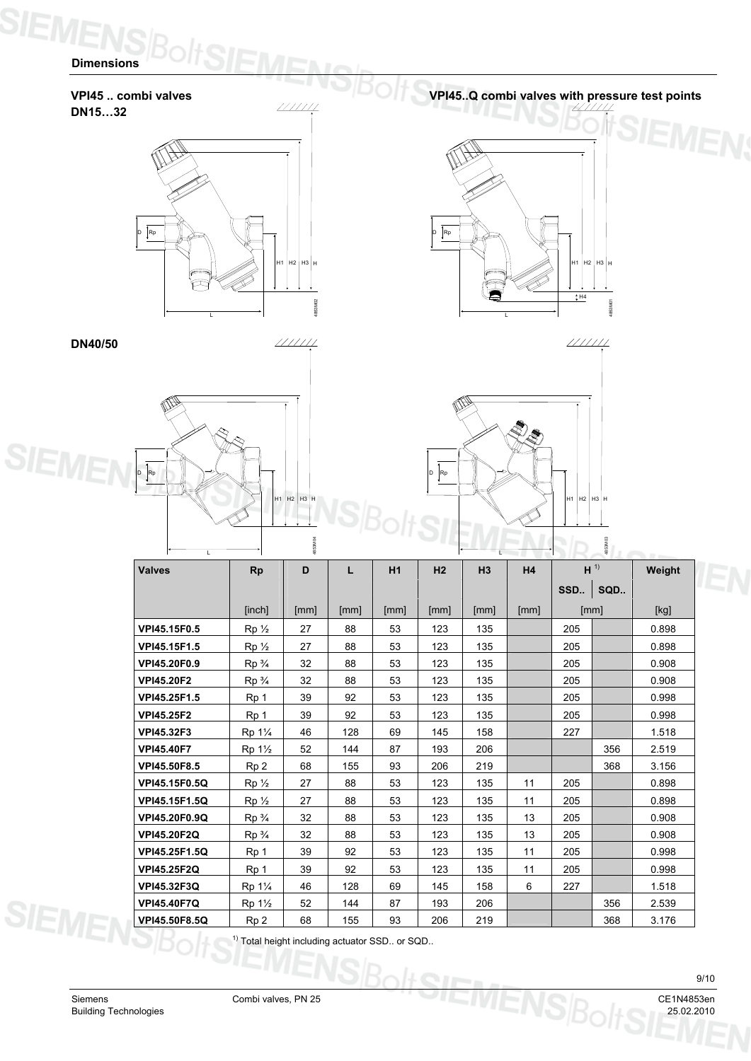## Dimensions

**VPI45 .. combi valves**
**DN15…32**

**VPI45..Q combi valves with pressure test points**

**DN40/50**

| Valves | Rp | D | L | H1 | H2 | H3 | H4 | H [1] | | Weight |
|---|---|---|---|---|---|---|---|---|---|---|
| | | | | | | | | SSD.. | SQD.. | |
| | [inch] | [mm] | [mm] | [mm] | [mm] | [mm] | [mm] | [mm] | | [kg] |
| **VPI45.15F0.5** | Rp ½ | 27 | 88 | 53 | 123 | 135 | | 205 | | 0.898 |
| **VPI45.15F1.5** | Rp ½ | 27 | 88 | 53 | 123 | 135 | | 205 | | 0.898 |
| **VPI45.20F0.9** | Rp ¾ | 32 | 88 | 53 | 123 | 135 | | 205 | | 0.908 |
| **VPI45.20F2** | Rp ¾ | 32 | 88 | 53 | 123 | 135 | | 205 | | 0.908 |
| **VPI45.25F1.5** | Rp 1 | 39 | 92 | 53 | 123 | 135 | | 205 | | 0.998 |
| **VPI45.25F2** | Rp 1 | 39 | 92 | 53 | 123 | 135 | | 205 | | 0.998 |
| **VPI45.32F3** | Rp 1¼ | 46 | 128 | 69 | 145 | 158 | | 227 | | 1.518 |
| **VPI45.40F7** | Rp 1½ | 52 | 144 | 87 | 193 | 206 | | | 356 | 2.519 |
| **VPI45.50F8.5** | Rp 2 | 68 | 155 | 93 | 206 | 219 | | | 368 | 3.156 |
| **VPI45.15F0.5Q** | Rp ½ | 27 | 88 | 53 | 123 | 135 | 11 | 205 | | 0.898 |
| **VPI45.15F1.5Q** | Rp ½ | 27 | 88 | 53 | 123 | 135 | 11 | 205 | | 0.898 |
| **VPI45.20F0.9Q** | Rp ¾ | 32 | 88 | 53 | 123 | 135 | 13 | 205 | | 0.908 |
| **VPI45.20F2Q** | Rp ¾ | 32 | 88 | 53 | 123 | 135 | 13 | 205 | | 0.908 |
| **VPI45.25F1.5Q** | Rp 1 | 39 | 92 | 53 | 123 | 135 | 11 | 205 | | 0.998 |
| **VPI45.25F2Q** | Rp 1 | 39 | 92 | 53 | 123 | 135 | 11 | 205 | | 0.998 |
| **VPI45.32F3Q** | Rp 1¼ | 46 | 128 | 69 | 145 | 158 | 6 | 227 | | 1.518 |
| **VPI45.40F7Q** | Rp 1½ | 52 | 144 | 87 | 193 | 206 | | | 356 | 2.539 |
| **VPI45.50F8.5Q** | Rp 2 | 68 | 155 | 93 | 206 | 219 | | | 368 | 3.176 |

[1] Total height including actuator SSD.. or SQD..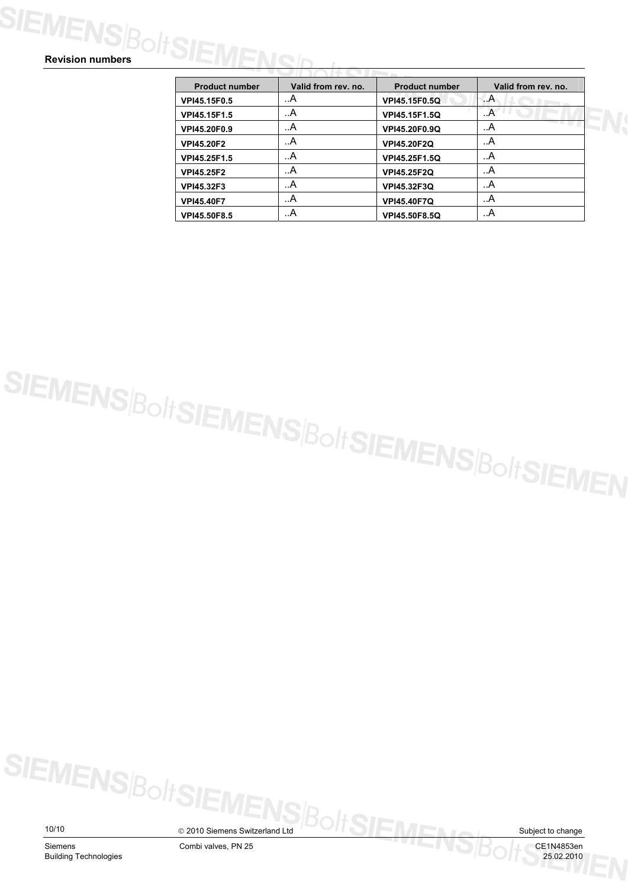## Revision numbers

| Product number | Valid from rev. no. | Product number | Valid from rev. no. |
|---|---|---|---|
| VPI45.15F0.5 | ..A | VPI45.15F0.5Q | ..A |
| VPI45.15F1.5 | ..A | VPI45.15F1.5Q | ..A |
| VPI45.20F0.9 | ..A | VPI45.20F0.9Q | ..A |
| VPI45.20F2 | ..A | VPI45.20F2Q | ..A |
| VPI45.25F1.5 | ..A | VPI45.25F1.5Q | ..A |
| VPI45.25F2 | ..A | VPI45.25F2Q | ..A |
| VPI45.32F3 | ..A | VPI45.32F3Q | ..A |
| VPI45.40F7 | ..A | VPI45.40F7Q | ..A |
| VPI45.50F8.5 | ..A | VPI45.50F8.5Q | ..A |

© 2010 Siemens Switzerland Ltd

Subject to change